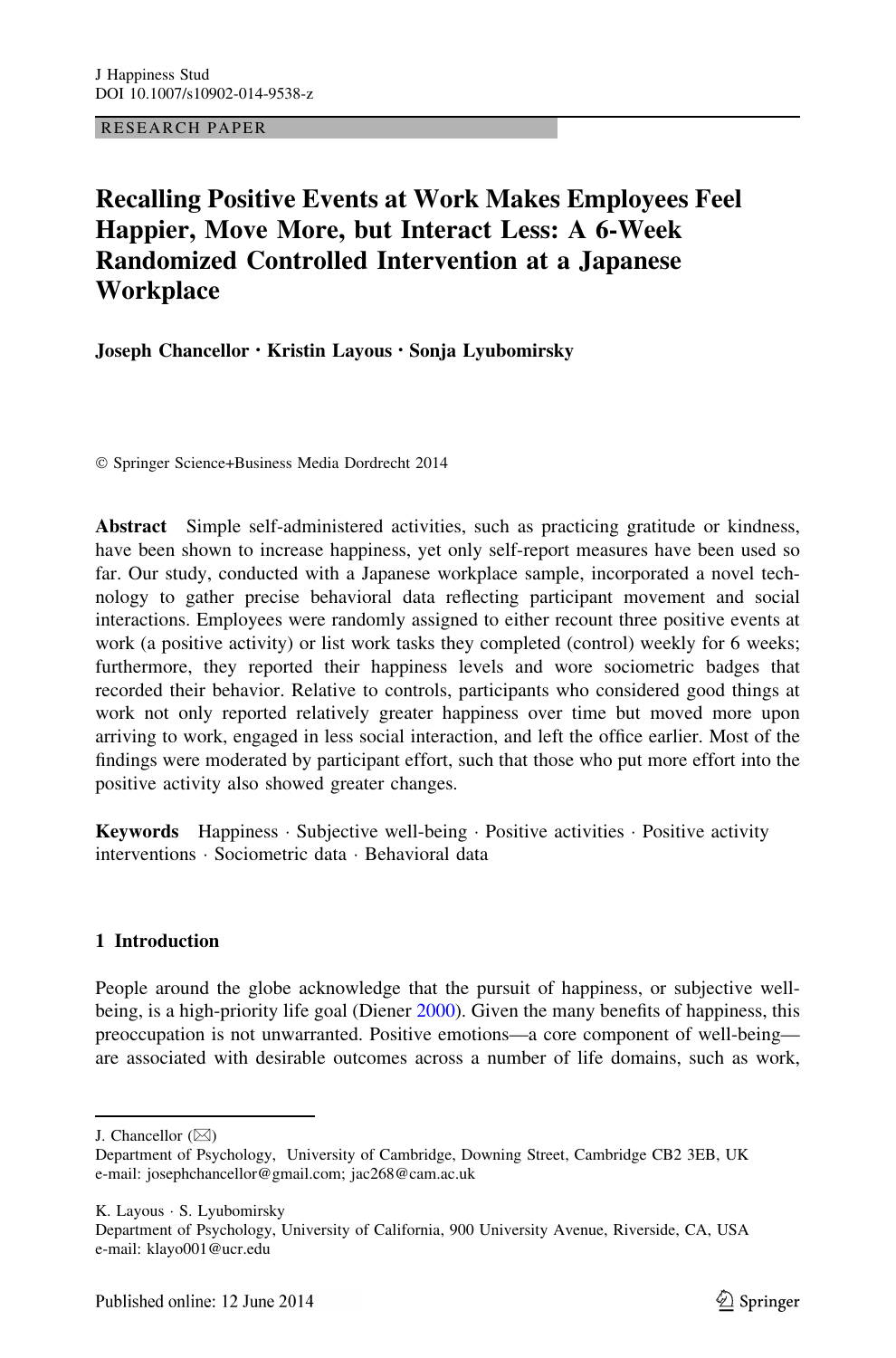RESEARCH PAPER

# Recalling Positive Events at Work Makes Employees Feel Happier, Move More, but Interact Less: A 6-Week Randomized Controlled Intervention at a Japanese Workplace

**Joseph Chancellor · Kristin Layous · Sonja Lyubomirsky**

© Springer Science+Business Media Dordrecht 2014

**Abstract** Simple self-administered activities, such as practicing gratitude or kindness, have been shown to increase happiness, yet only self-report measures have been used so far. Our study, conducted with a Japanese workplace sample, incorporated a novel technology to gather precise behavioral data reflecting participant movement and social interactions. Employees were randomly assigned to either recount three positive events at work (a positive activity) or list work tasks they completed (control) weekly for 6 weeks; furthermore, they reported their happiness levels and wore sociometric badges that recorded their behavior. Relative to controls, participants who considered good things at work not only reported relatively greater happiness over time but moved more upon arriving to work, engaged in less social interaction, and left the office earlier. Most of the findings were moderated by participant effort, such that those who put more effort into the positive activity also showed greater changes.

**Keywords** Happiness · Subjective well-being · Positive activities · Positive activity interventions · Sociometric data · Behavioral data

## 1 Introduction

People around the globe acknowledge that the pursuit of happiness, or subjective well-being, is a high-priority life goal (Diener 2000). Given the many benefits of happiness, this preoccupation is not unwarranted. Positive emotions—a core component of well-being—are associated with desirable outcomes across a number of life domains, such as work,

---

J. Chancellor (✉)
Department of Psychology, University of Cambridge, Downing Street, Cambridge CB2 3EB, UK
e-mail: josephchancellor@gmail.com; jac268@cam.ac.uk

K. Layous · S. Lyubomirsky
Department of Psychology, University of California, 900 University Avenue, Riverside, CA, USA
e-mail: klayo001@ucr.edu

Published online: 12 June 2014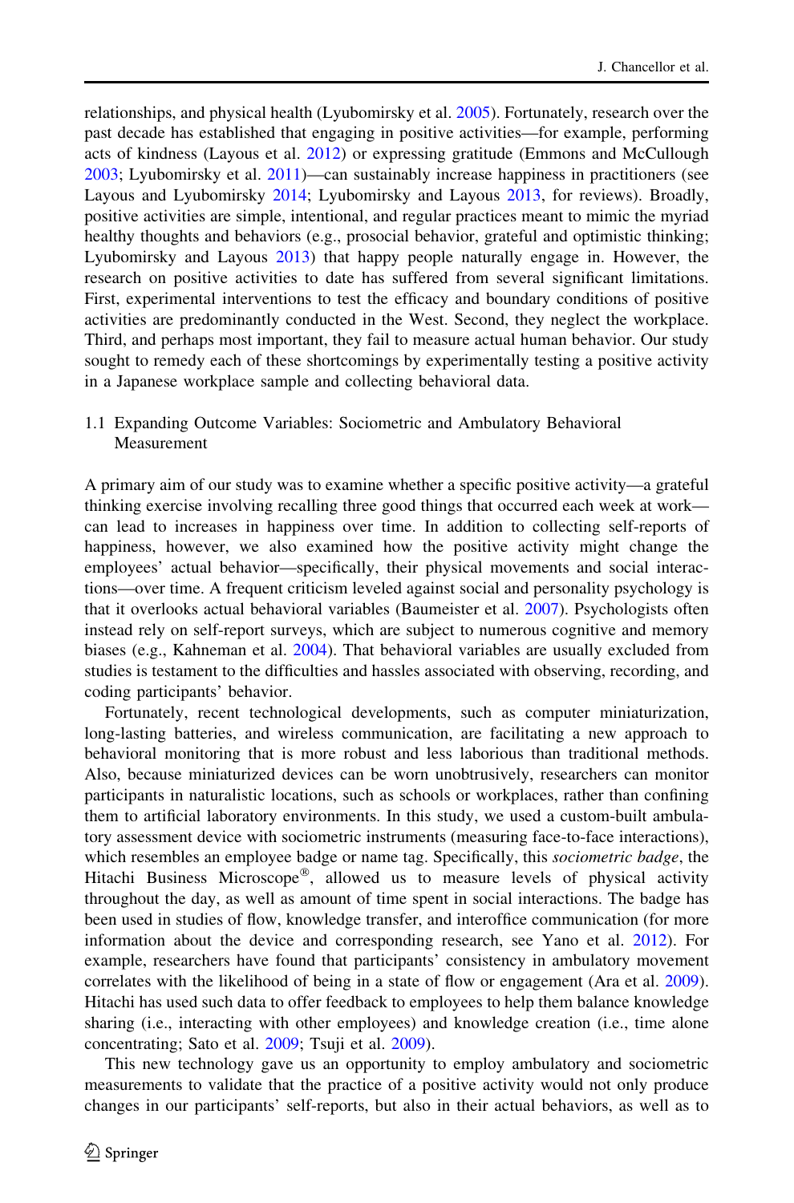relationships, and physical health (Lyubomirsky et al. 2005). Fortunately, research over the past decade has established that engaging in positive activities—for example, performing acts of kindness (Layous et al. 2012) or expressing gratitude (Emmons and McCullough 2003; Lyubomirsky et al. 2011)—can sustainably increase happiness in practitioners (see Layous and Lyubomirsky 2014; Lyubomirsky and Layous 2013, for reviews). Broadly, positive activities are simple, intentional, and regular practices meant to mimic the myriad healthy thoughts and behaviors (e.g., prosocial behavior, grateful and optimistic thinking; Lyubomirsky and Layous 2013) that happy people naturally engage in. However, the research on positive activities to date has suffered from several significant limitations. First, experimental interventions to test the efficacy and boundary conditions of positive activities are predominantly conducted in the West. Second, they neglect the workplace. Third, and perhaps most important, they fail to measure actual human behavior. Our study sought to remedy each of these shortcomings by experimentally testing a positive activity in a Japanese workplace sample and collecting behavioral data.

### 1.1 Expanding Outcome Variables: Sociometric and Ambulatory Behavioral Measurement

A primary aim of our study was to examine whether a specific positive activity—a grateful thinking exercise involving recalling three good things that occurred each week at work—can lead to increases in happiness over time. In addition to collecting self-reports of happiness, however, we also examined how the positive activity might change the employees' actual behavior—specifically, their physical movements and social interactions—over time. A frequent criticism leveled against social and personality psychology is that it overlooks actual behavioral variables (Baumeister et al. 2007). Psychologists often instead rely on self-report surveys, which are subject to numerous cognitive and memory biases (e.g., Kahneman et al. 2004). That behavioral variables are usually excluded from studies is testament to the difficulties and hassles associated with observing, recording, and coding participants' behavior.

Fortunately, recent technological developments, such as computer miniaturization, long-lasting batteries, and wireless communication, are facilitating a new approach to behavioral monitoring that is more robust and less laborious than traditional methods. Also, because miniaturized devices can be worn unobtrusively, researchers can monitor participants in naturalistic locations, such as schools or workplaces, rather than confining them to artificial laboratory environments. In this study, we used a custom-built ambulatory assessment device with sociometric instruments (measuring face-to-face interactions), which resembles an employee badge or name tag. Specifically, this *sociometric badge*, the Hitachi Business Microscope®, allowed us to measure levels of physical activity throughout the day, as well as amount of time spent in social interactions. The badge has been used in studies of flow, knowledge transfer, and interoffice communication (for more information about the device and corresponding research, see Yano et al. 2012). For example, researchers have found that participants' consistency in ambulatory movement correlates with the likelihood of being in a state of flow or engagement (Ara et al. 2009). Hitachi has used such data to offer feedback to employees to help them balance knowledge sharing (i.e., interacting with other employees) and knowledge creation (i.e., time alone concentrating; Sato et al. 2009; Tsuji et al. 2009).

This new technology gave us an opportunity to employ ambulatory and sociometric measurements to validate that the practice of a positive activity would not only produce changes in our participants' self-reports, but also in their actual behaviors, as well as to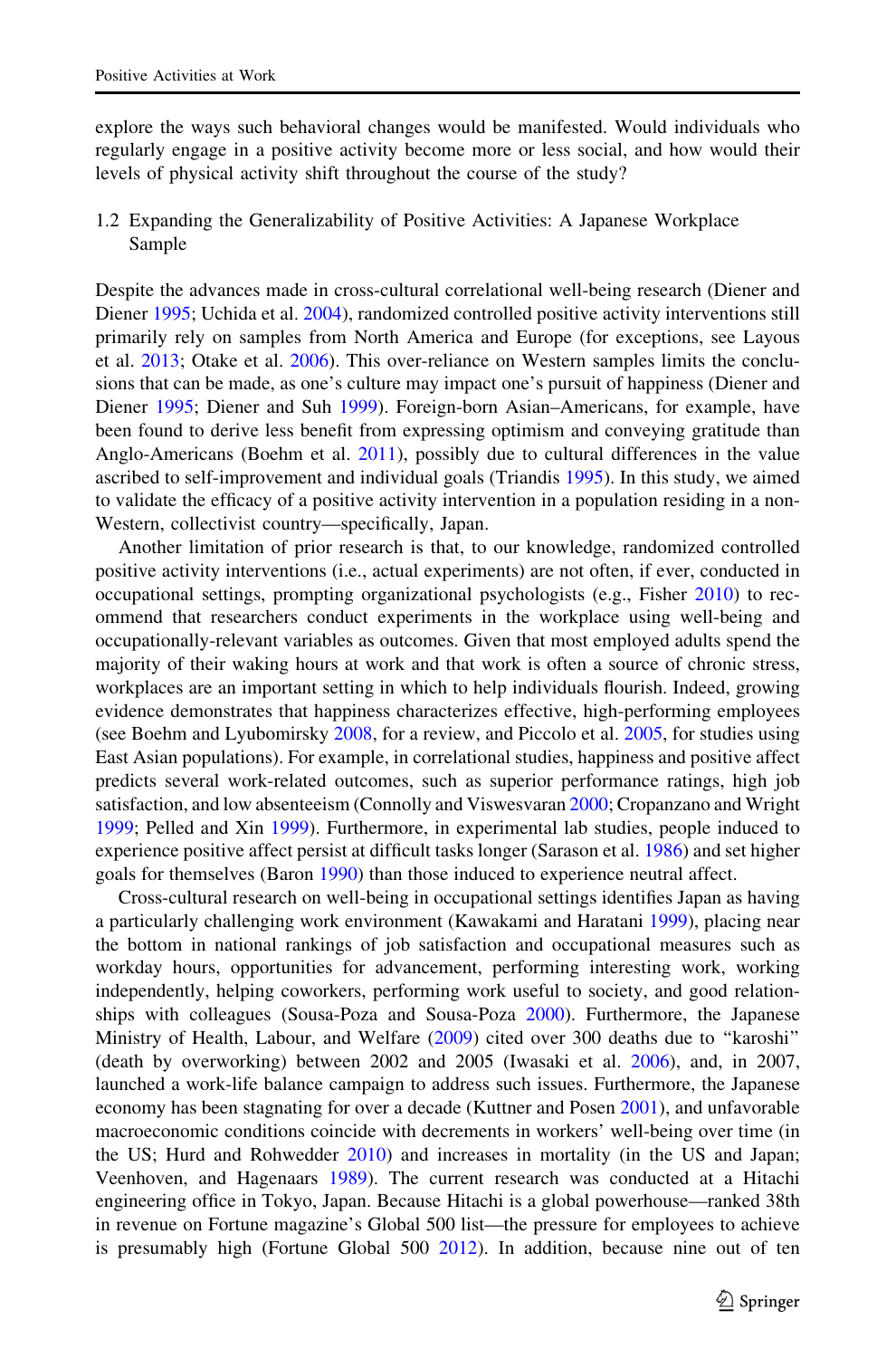explore the ways such behavioral changes would be manifested. Would individuals who regularly engage in a positive activity become more or less social, and how would their levels of physical activity shift throughout the course of the study?

### 1.2 Expanding the Generalizability of Positive Activities: A Japanese Workplace Sample

Despite the advances made in cross-cultural correlational well-being research (Diener and Diener 1995; Uchida et al. 2004), randomized controlled positive activity interventions still primarily rely on samples from North America and Europe (for exceptions, see Layous et al. 2013; Otake et al. 2006). This over-reliance on Western samples limits the conclusions that can be made, as one's culture may impact one's pursuit of happiness (Diener and Diener 1995; Diener and Suh 1999). Foreign-born Asian–Americans, for example, have been found to derive less benefit from expressing optimism and conveying gratitude than Anglo-Americans (Boehm et al. 2011), possibly due to cultural differences in the value ascribed to self-improvement and individual goals (Triandis 1995). In this study, we aimed to validate the efficacy of a positive activity intervention in a population residing in a non-Western, collectivist country—specifically, Japan.

Another limitation of prior research is that, to our knowledge, randomized controlled positive activity interventions (i.e., actual experiments) are not often, if ever, conducted in occupational settings, prompting organizational psychologists (e.g., Fisher 2010) to recommend that researchers conduct experiments in the workplace using well-being and occupationally-relevant variables as outcomes. Given that most employed adults spend the majority of their waking hours at work and that work is often a source of chronic stress, workplaces are an important setting in which to help individuals flourish. Indeed, growing evidence demonstrates that happiness characterizes effective, high-performing employees (see Boehm and Lyubomirsky 2008, for a review, and Piccolo et al. 2005, for studies using East Asian populations). For example, in correlational studies, happiness and positive affect predicts several work-related outcomes, such as superior performance ratings, high job satisfaction, and low absenteeism (Connolly and Viswesvaran 2000; Cropanzano and Wright 1999; Pelled and Xin 1999). Furthermore, in experimental lab studies, people induced to experience positive affect persist at difficult tasks longer (Sarason et al. 1986) and set higher goals for themselves (Baron 1990) than those induced to experience neutral affect.

Cross-cultural research on well-being in occupational settings identifies Japan as having a particularly challenging work environment (Kawakami and Haratani 1999), placing near the bottom in national rankings of job satisfaction and occupational measures such as workday hours, opportunities for advancement, performing interesting work, working independently, helping coworkers, performing work useful to society, and good relationships with colleagues (Sousa-Poza and Sousa-Poza 2000). Furthermore, the Japanese Ministry of Health, Labour, and Welfare (2009) cited over 300 deaths due to "karoshi" (death by overworking) between 2002 and 2005 (Iwasaki et al. 2006), and, in 2007, launched a work-life balance campaign to address such issues. Furthermore, the Japanese economy has been stagnating for over a decade (Kuttner and Posen 2001), and unfavorable macroeconomic conditions coincide with decrements in workers' well-being over time (in the US; Hurd and Rohwedder 2010) and increases in mortality (in the US and Japan; Veenhoven, and Hagenaars 1989). The current research was conducted at a Hitachi engineering office in Tokyo, Japan. Because Hitachi is a global powerhouse—ranked 38th in revenue on Fortune magazine's Global 500 list—the pressure for employees to achieve is presumably high (Fortune Global 500 2012). In addition, because nine out of ten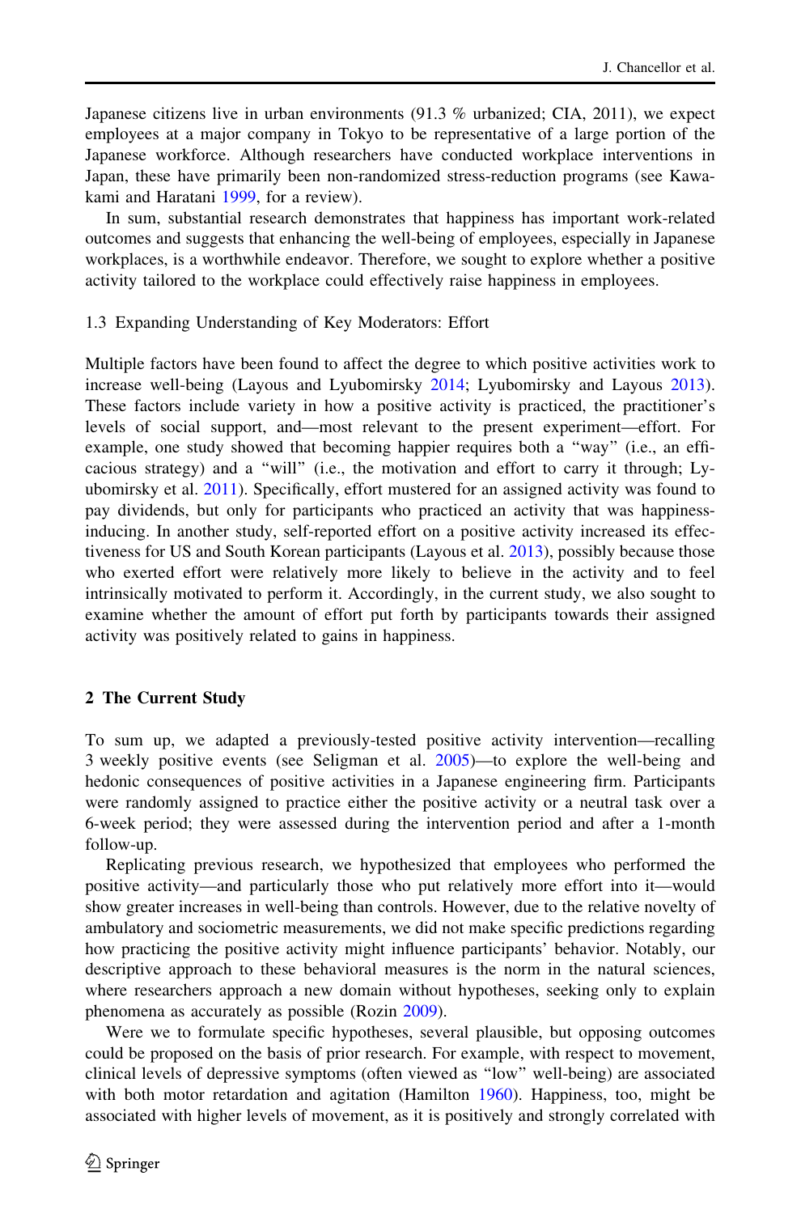Japanese citizens live in urban environments (91.3 % urbanized; CIA, 2011), we expect employees at a major company in Tokyo to be representative of a large portion of the Japanese workforce. Although researchers have conducted workplace interventions in Japan, these have primarily been non-randomized stress-reduction programs (see Kawakami and Haratani 1999, for a review).

In sum, substantial research demonstrates that happiness has important work-related outcomes and suggests that enhancing the well-being of employees, especially in Japanese workplaces, is a worthwhile endeavor. Therefore, we sought to explore whether a positive activity tailored to the workplace could effectively raise happiness in employees.

### 1.3 Expanding Understanding of Key Moderators: Effort

Multiple factors have been found to affect the degree to which positive activities work to increase well-being (Layous and Lyubomirsky 2014; Lyubomirsky and Layous 2013). These factors include variety in how a positive activity is practiced, the practitioner's levels of social support, and—most relevant to the present experiment—effort. For example, one study showed that becoming happier requires both a "way" (i.e., an efficacious strategy) and a "will" (i.e., the motivation and effort to carry it through; Lyubomirsky et al. 2011). Specifically, effort mustered for an assigned activity was found to pay dividends, but only for participants who practiced an activity that was happiness-inducing. In another study, self-reported effort on a positive activity increased its effectiveness for US and South Korean participants (Layous et al. 2013), possibly because those who exerted effort were relatively more likely to believe in the activity and to feel intrinsically motivated to perform it. Accordingly, in the current study, we also sought to examine whether the amount of effort put forth by participants towards their assigned activity was positively related to gains in happiness.

## 2 The Current Study

To sum up, we adapted a previously-tested positive activity intervention—recalling 3 weekly positive events (see Seligman et al. 2005)—to explore the well-being and hedonic consequences of positive activities in a Japanese engineering firm. Participants were randomly assigned to practice either the positive activity or a neutral task over a 6-week period; they were assessed during the intervention period and after a 1-month follow-up.

Replicating previous research, we hypothesized that employees who performed the positive activity—and particularly those who put relatively more effort into it—would show greater increases in well-being than controls. However, due to the relative novelty of ambulatory and sociometric measurements, we did not make specific predictions regarding how practicing the positive activity might influence participants' behavior. Notably, our descriptive approach to these behavioral measures is the norm in the natural sciences, where researchers approach a new domain without hypotheses, seeking only to explain phenomena as accurately as possible (Rozin 2009).

Were we to formulate specific hypotheses, several plausible, but opposing outcomes could be proposed on the basis of prior research. For example, with respect to movement, clinical levels of depressive symptoms (often viewed as "low" well-being) are associated with both motor retardation and agitation (Hamilton 1960). Happiness, too, might be associated with higher levels of movement, as it is positively and strongly correlated with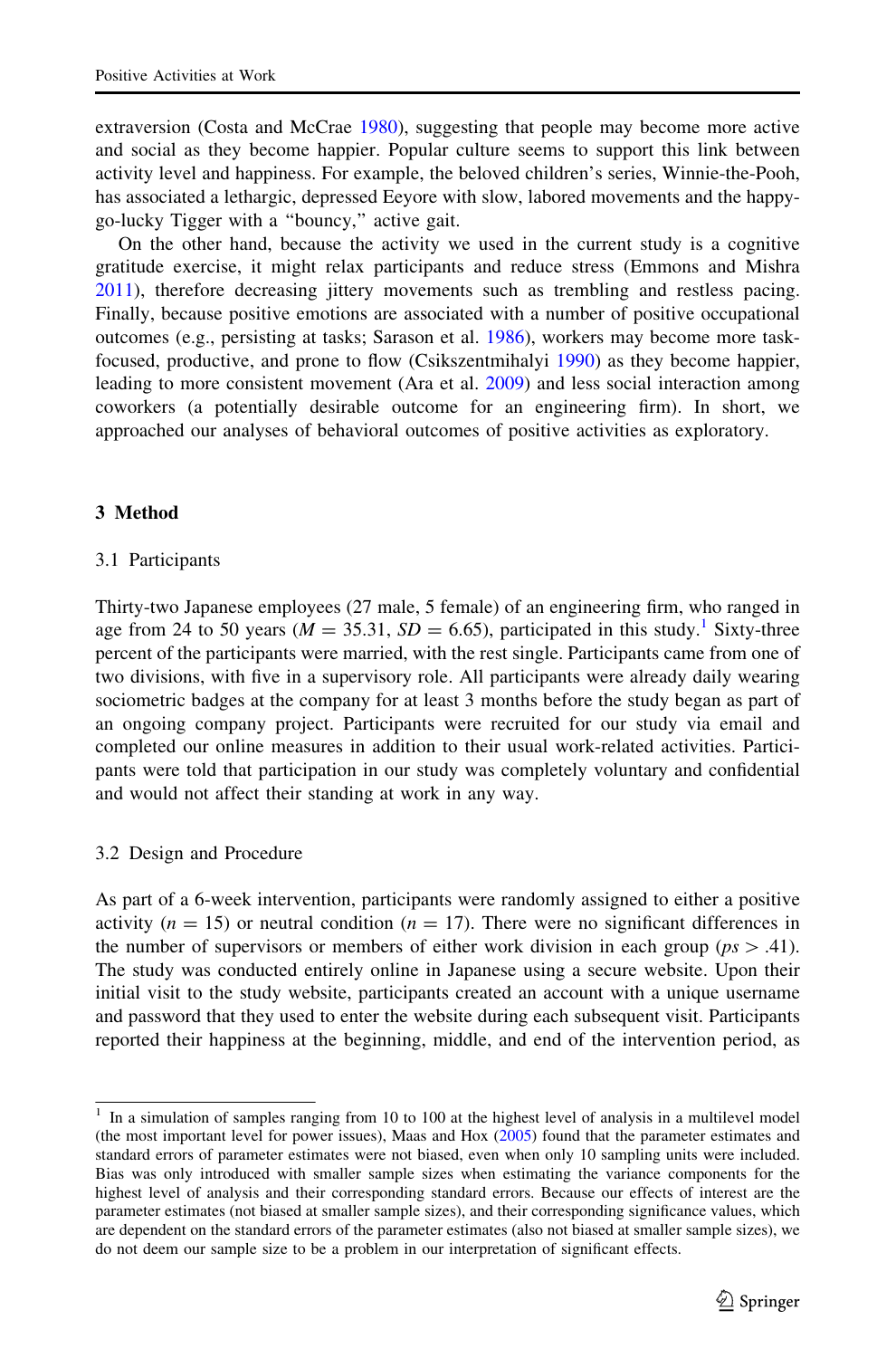extraversion (Costa and McCrae 1980), suggesting that people may become more active and social as they become happier. Popular culture seems to support this link between activity level and happiness. For example, the beloved children's series, Winnie-the-Pooh, has associated a lethargic, depressed Eeyore with slow, labored movements and the happy-go-lucky Tigger with a "bouncy," active gait.

On the other hand, because the activity we used in the current study is a cognitive gratitude exercise, it might relax participants and reduce stress (Emmons and Mishra 2011), therefore decreasing jittery movements such as trembling and restless pacing. Finally, because positive emotions are associated with a number of positive occupational outcomes (e.g., persisting at tasks; Sarason et al. 1986), workers may become more task-focused, productive, and prone to flow (Csikszentmihalyi 1990) as they become happier, leading to more consistent movement (Ara et al. 2009) and less social interaction among coworkers (a potentially desirable outcome for an engineering firm). In short, we approached our analyses of behavioral outcomes of positive activities as exploratory.

## 3 Method

### 3.1 Participants

Thirty-two Japanese employees (27 male, 5 female) of an engineering firm, who ranged in age from 24 to 50 years ($M = 35.31$, $SD = 6.65$), participated in this study.[1] Sixty-three percent of the participants were married, with the rest single. Participants came from one of two divisions, with five in a supervisory role. All participants were already daily wearing sociometric badges at the company for at least 3 months before the study began as part of an ongoing company project. Participants were recruited for our study via email and completed our online measures in addition to their usual work-related activities. Participants were told that participation in our study was completely voluntary and confidential and would not affect their standing at work in any way.

### 3.2 Design and Procedure

As part of a 6-week intervention, participants were randomly assigned to either a positive activity ($n = 15$) or neutral condition ($n = 17$). There were no significant differences in the number of supervisors or members of either work division in each group ($ps > .41$). The study was conducted entirely online in Japanese using a secure website. Upon their initial visit to the study website, participants created an account with a unique username and password that they used to enter the website during each subsequent visit. Participants reported their happiness at the beginning, middle, and end of the intervention period, as

---

[1] In a simulation of samples ranging from 10 to 100 at the highest level of analysis in a multilevel model (the most important level for power issues), Maas and Hox (2005) found that the parameter estimates and standard errors of parameter estimates were not biased, even when only 10 sampling units were included. Bias was only introduced with smaller sample sizes when estimating the variance components for the highest level of analysis and their corresponding standard errors. Because our effects of interest are the parameter estimates (not biased at smaller sample sizes), and their corresponding significance values, which are dependent on the standard errors of the parameter estimates (also not biased at smaller sample sizes), we do not deem our sample size to be a problem in our interpretation of significant effects.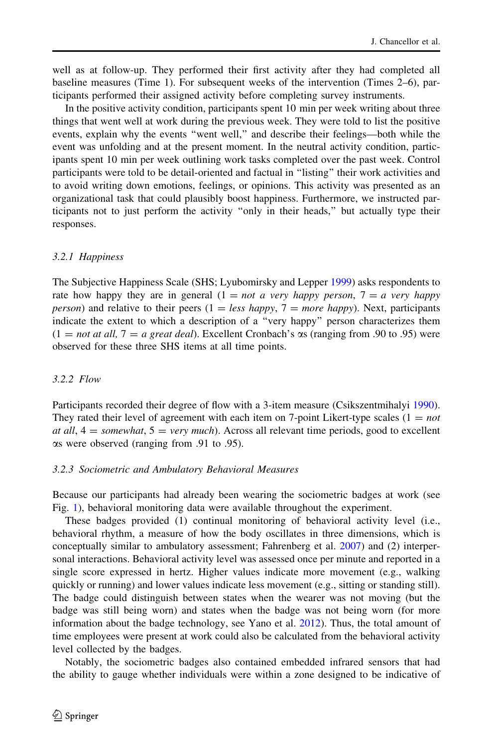well as at follow-up. They performed their first activity after they had completed all baseline measures (Time 1). For subsequent weeks of the intervention (Times 2–6), participants performed their assigned activity before completing survey instruments.

In the positive activity condition, participants spent 10 min per week writing about three things that went well at work during the previous week. They were told to list the positive events, explain why the events "went well," and describe their feelings—both while the event was unfolding and at the present moment. In the neutral activity condition, participants spent 10 min per week outlining work tasks completed over the past week. Control participants were told to be detail-oriented and factual in "listing" their work activities and to avoid writing down emotions, feelings, or opinions. This activity was presented as an organizational task that could plausibly boost happiness. Furthermore, we instructed participants not to just perform the activity "only in their heads," but actually type their responses.

#### 3.2.1 Happiness

The Subjective Happiness Scale (SHS; Lyubomirsky and Lepper 1999) asks respondents to rate how happy they are in general (1 = *not a very happy person*, 7 = *a very happy person*) and relative to their peers (1 = *less happy*, 7 = *more happy*). Next, participants indicate the extent to which a description of a "very happy" person characterizes them (1 = *not at all*, 7 = *a great deal*). Excellent Cronbach's αs (ranging from .90 to .95) were observed for these three SHS items at all time points.

#### 3.2.2 Flow

Participants recorded their degree of flow with a 3-item measure (Csikszentmihalyi 1990). They rated their level of agreement with each item on 7-point Likert-type scales (1 = *not at all*, 4 = *somewhat*, 5 = *very much*). Across all relevant time periods, good to excellent αs were observed (ranging from .91 to .95).

#### 3.2.3 Sociometric and Ambulatory Behavioral Measures

Because our participants had already been wearing the sociometric badges at work (see Fig. 1), behavioral monitoring data were available throughout the experiment.

These badges provided (1) continual monitoring of behavioral activity level (i.e., behavioral rhythm, a measure of how the body oscillates in three dimensions, which is conceptually similar to ambulatory assessment; Fahrenberg et al. 2007) and (2) interpersonal interactions. Behavioral activity level was assessed once per minute and reported in a single score expressed in hertz. Higher values indicate more movement (e.g., walking quickly or running) and lower values indicate less movement (e.g., sitting or standing still). The badge could distinguish between states when the wearer was not moving (but the badge was still being worn) and states when the badge was not being worn (for more information about the badge technology, see Yano et al. 2012). Thus, the total amount of time employees were present at work could also be calculated from the behavioral activity level collected by the badges.

Notably, the sociometric badges also contained embedded infrared sensors that had the ability to gauge whether individuals were within a zone designed to be indicative of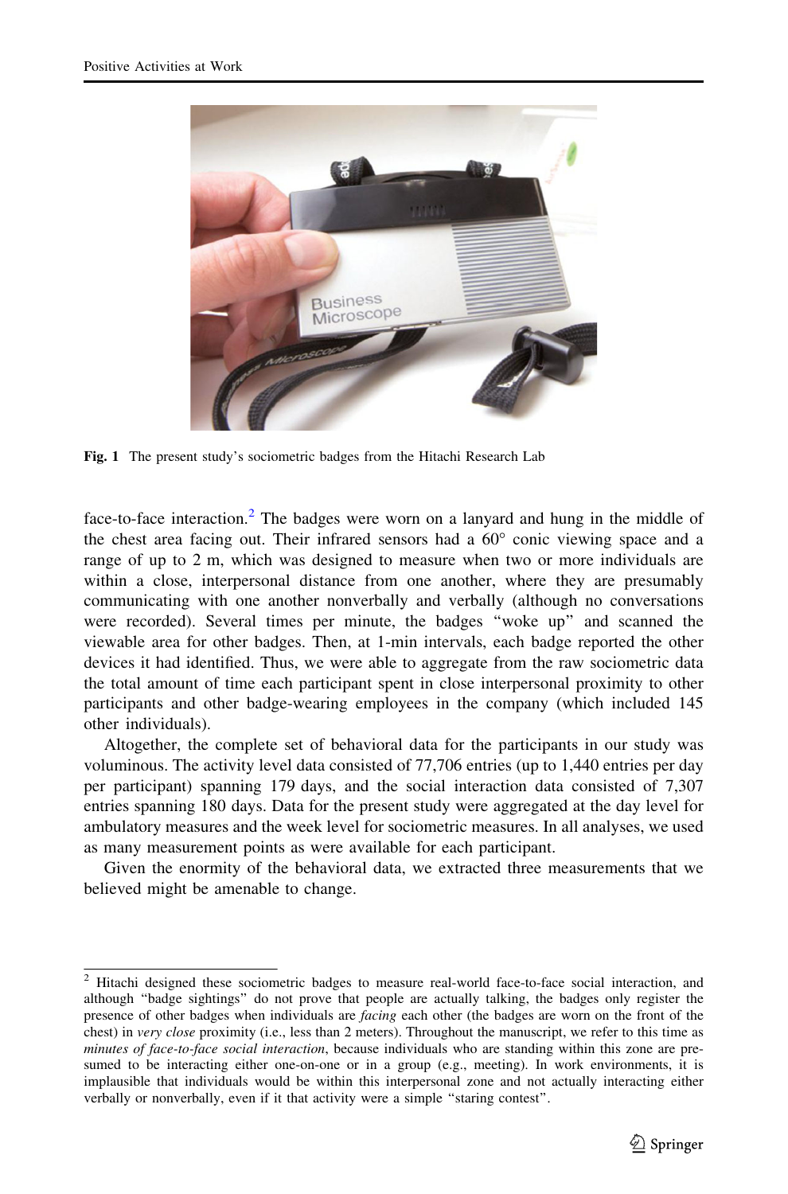**Fig. 1** The present study's sociometric badges from the Hitachi Research Lab

face-to-face interaction.[2] The badges were worn on a lanyard and hung in the middle of the chest area facing out. Their infrared sensors had a 60° conic viewing space and a range of up to 2 m, which was designed to measure when two or more individuals are within a close, interpersonal distance from one another, where they are presumably communicating with one another nonverbally and verbally (although no conversations were recorded). Several times per minute, the badges "woke up" and scanned the viewable area for other badges. Then, at 1-min intervals, each badge reported the other devices it had identified. Thus, we were able to aggregate from the raw sociometric data the total amount of time each participant spent in close interpersonal proximity to other participants and other badge-wearing employees in the company (which included 145 other individuals).

Altogether, the complete set of behavioral data for the participants in our study was voluminous. The activity level data consisted of 77,706 entries (up to 1,440 entries per day per participant) spanning 179 days, and the social interaction data consisted of 7,307 entries spanning 180 days. Data for the present study were aggregated at the day level for ambulatory measures and the week level for sociometric measures. In all analyses, we used as many measurement points as were available for each participant.

Given the enormity of the behavioral data, we extracted three measurements that we believed might be amenable to change.

---

[2] Hitachi designed these sociometric badges to measure real-world face-to-face social interaction, and although "badge sightings" do not prove that people are actually talking, the badges only register the presence of other badges when individuals are *facing* each other (the badges are worn on the front of the chest) in *very close* proximity (i.e., less than 2 meters). Throughout the manuscript, we refer to this time as *minutes of face-to-face social interaction*, because individuals who are standing within this zone are presumed to be interacting either one-on-one or in a group (e.g., meeting). In work environments, it is implausible that individuals would be within this interpersonal zone and not actually interacting either verbally or nonverbally, even if it that activity were a simple "staring contest".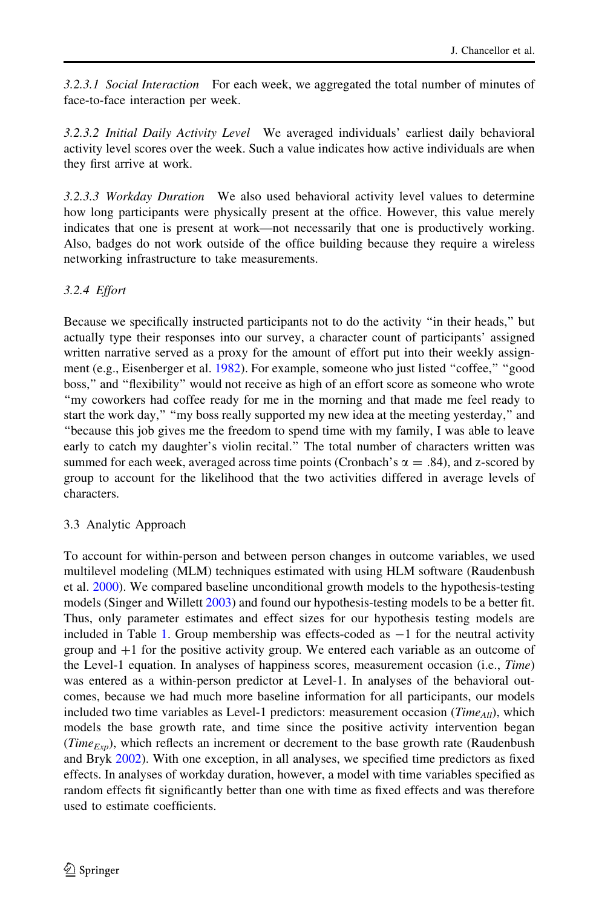*3.2.3.1 Social Interaction* For each week, we aggregated the total number of minutes of face-to-face interaction per week.

*3.2.3.2 Initial Daily Activity Level* We averaged individuals' earliest daily behavioral activity level scores over the week. Such a value indicates how active individuals are when they first arrive at work.

*3.2.3.3 Workday Duration* We also used behavioral activity level values to determine how long participants were physically present at the office. However, this value merely indicates that one is present at work—not necessarily that one is productively working. Also, badges do not work outside of the office building because they require a wireless networking infrastructure to take measurements.

### 3.2.4 Effort

Because we specifically instructed participants not to do the activity "in their heads," but actually type their responses into our survey, a character count of participants' assigned written narrative served as a proxy for the amount of effort put into their weekly assignment (e.g., Eisenberger et al. 1982). For example, someone who just listed "coffee," "good boss," and "flexibility" would not receive as high of an effort score as someone who wrote "my coworkers had coffee ready for me in the morning and that made me feel ready to start the work day," "my boss really supported my new idea at the meeting yesterday," and "because this job gives me the freedom to spend time with my family, I was able to leave early to catch my daughter's violin recital." The total number of characters written was summed for each week, averaged across time points (Cronbach's $\alpha = .84$), and z-scored by group to account for the likelihood that the two activities differed in average levels of characters.

## 3.3 Analytic Approach

To account for within-person and between person changes in outcome variables, we used multilevel modeling (MLM) techniques estimated with using HLM software (Raudenbush et al. 2000). We compared baseline unconditional growth models to the hypothesis-testing models (Singer and Willett 2003) and found our hypothesis-testing models to be a better fit. Thus, only parameter estimates and effect sizes for our hypothesis testing models are included in Table 1. Group membership was effects-coded as $-1$ for the neutral activity group and $+1$ for the positive activity group. We entered each variable as an outcome of the Level-1 equation. In analyses of happiness scores, measurement occasion (i.e., *Time*) was entered as a within-person predictor at Level-1. In analyses of the behavioral outcomes, because we had much more baseline information for all participants, our models included two time variables as Level-1 predictors: measurement occasion ($Time_{All}$), which models the base growth rate, and time since the positive activity intervention began ($Time_{Exp}$), which reflects an increment or decrement to the base growth rate (Raudenbush and Bryk 2002). With one exception, in all analyses, we specified time predictors as fixed effects. In analyses of workday duration, however, a model with time variables specified as random effects fit significantly better than one with time as fixed effects and was therefore used to estimate coefficients.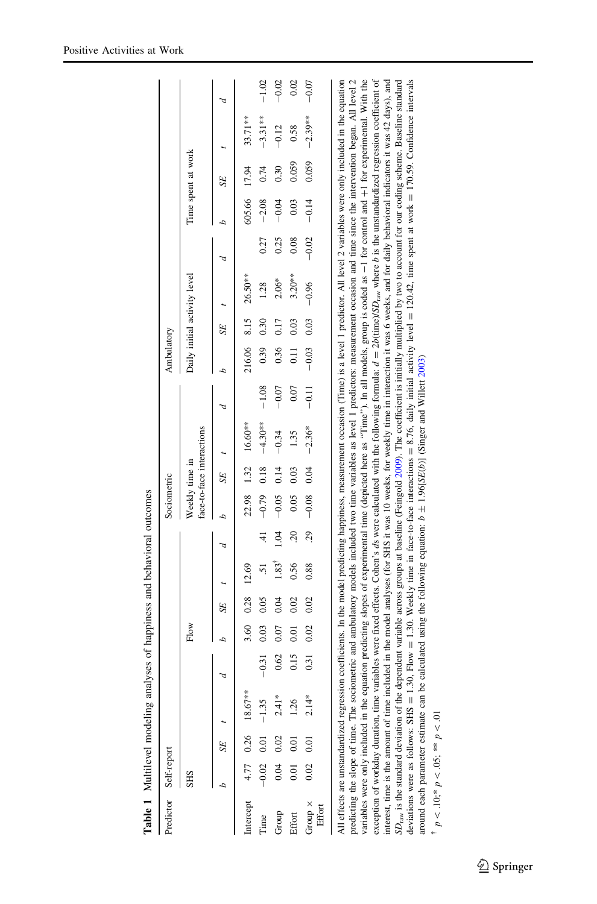**Table 1** Multilevel modeling analyses of happiness and behavioral outcomes

| Predictor | Self-report | | | | | | | | Sociometric | | | | Ambulatory | | | | | | | |
|---|---|---|---|---|---|---|---|---|---|---|---|---|---|---|---|---|---|---|---|---|
| | SHS | | | | Flow | | | | Weekly time in face-to-face interactions | | | | Daily initial activity level | | | | Time spent at work | | | |
| | *b* | *SE* | *t* | *d* | *b* | *SE* | *t* | *d* | *b* | *SE* | *t* | *d* | *b* | *SE* | *t* | *d* | *b* | *SE* | *t* | *d* |
| Intercept | 4.77 | 0.26 | 18.67** | | 3.60 | 0.28 | 12.69 | | 22.98 | 1.32 | 16.60** | | 216.06 | 8.15 | 26.50** | | 605.66 | 17.94 | 33.71** | |
| Time | −0.02 | 0.01 | −1.35 | −0.31 | 0.03 | 0.05 | .51 | .41 | −0.79 | 0.18 | −4.30** | −1.08 | 0.39 | 0.30 | 1.28 | 0.27 | −2.08 | 0.74 | −3.31** | −1.02 |
| Group | 0.04 | 0.02 | 2.41* | 0.62 | 0.07 | 0.04 | 1.83[†] | 1.04 | −0.05 | 0.14 | −0.34 | −0.07 | 0.36 | 0.17 | 2.06* | 0.25 | −0.04 | 0.30 | −0.12 | −0.02 |
| Effort | 0.01 | 0.01 | 1.26 | 0.15 | 0.01 | 0.02 | 0.56 | .20 | 0.05 | 0.03 | 1.35 | 0.07 | 0.11 | 0.03 | 3.20** | 0.08 | 0.03 | 0.059 | 0.58 | 0.02 |
| Group × Effort | 0.02 | 0.01 | 2.14* | 0.31 | 0.02 | 0.02 | 0.88 | .29 | −0.08 | 0.04 | −2.36* | −0.11 | −0.03 | 0.03 | −0.96 | −0.02 | −0.14 | 0.059 | −2.39** | −0.07 |

All effects are unstandardized regression coefficients. In the model predicting happiness, measurement occasion (Time) is a level 1 predictor. All level 2 variables were only included in the equation predicting the slope of time. The sociometric and ambulatory models included two time variables as level 1 predictors: measurement occasion and time since the intervention began. All level 2 variables were only included in the equation predicting slopes of experimental time (depicted here as "Time"). In all models, group is coded as −1 for control and +1 for experimental. With the exception of workday duration, time variables were fixed effects. Cohen's *d*s were calculated with the following formula: $d = 2b(\text{time})/SD_{\text{raw}}$ where *b* is the unstandardized regression coefficient of interest, time is the amount of time included in the model analyses (for SHS it was 10 weeks, for weekly time in interaction it was 6 weeks, and for daily behavioral indicators it was 42 days), and $SD_{\text{raw}}$ is the standard deviation of the dependent variable across groups at baseline (Feingold 2009). The coefficient is initially multiplied by two to account for our coding scheme. Baseline standard deviations were as follows: SHS = 1.30, Flow = 1.30. Weekly time in face-to-face interactions = 8.76, daily initial activity level = 120.42, time spent at work = 170.59. Confidence intervals around each parameter estimate can be calculated using the following equation: $b \pm 1.96[SE(b)]$ (Singer and Willett 2003)

[†] $p < .10$; * $p < .05$; ** $p < .01$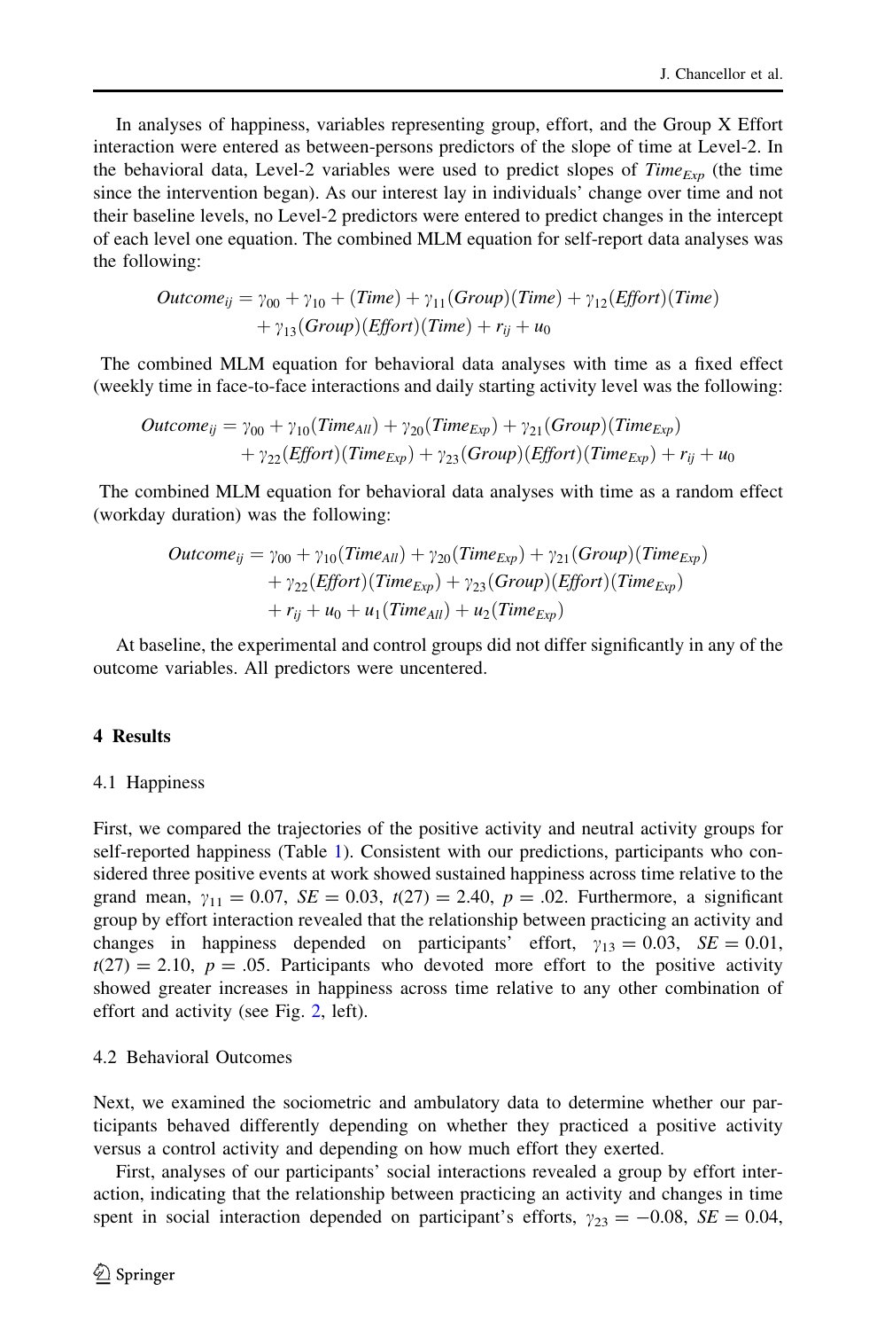In analyses of happiness, variables representing group, effort, and the Group X Effort interaction were entered as between-persons predictors of the slope of time at Level-2. In the behavioral data, Level-2 variables were used to predict slopes of $Time_{Exp}$ (the time since the intervention began). As our interest lay in individuals' change over time and not their baseline levels, no Level-2 predictors were entered to predict changes in the intercept of each level one equation. The combined MLM equation for self-report data analyses was the following:

$$
\begin{aligned}
Outcome_{ij} = \gamma_{00} + \gamma_{10} + (Time) + \gamma_{11}(Group)(Time) + \gamma_{12}(Effort)(Time) \\
+ \gamma_{13}(Group)(Effort)(Time) + r_{ij} + u_0
\end{aligned}
$$

The combined MLM equation for behavioral data analyses with time as a fixed effect (weekly time in face-to-face interactions and daily starting activity level was the following:

$$
\begin{aligned}
Outcome_{ij} = \gamma_{00} + \gamma_{10}(Time_{All}) + \gamma_{20}(Time_{Exp}) + \gamma_{21}(Group)(Time_{Exp}) \\
+ \gamma_{22}(Effort)(Time_{Exp}) + \gamma_{23}(Group)(Effort)(Time_{Exp}) + r_{ij} + u_0
\end{aligned}
$$

The combined MLM equation for behavioral data analyses with time as a random effect (workday duration) was the following:

$$
\begin{aligned}
Outcome_{ij} = \gamma_{00} + \gamma_{10}(Time_{All}) + \gamma_{20}(Time_{Exp}) + \gamma_{21}(Group)(Time_{Exp}) \\
+ \gamma_{22}(Effort)(Time_{Exp}) + \gamma_{23}(Group)(Effort)(Time_{Exp}) \\
+ r_{ij} + u_0 + u_1(Time_{All}) + u_2(Time_{Exp})
\end{aligned}
$$

At baseline, the experimental and control groups did not differ significantly in any of the outcome variables. All predictors were uncentered.

## 4 Results

### 4.1 Happiness

First, we compared the trajectories of the positive activity and neutral activity groups for self-reported happiness (Table 1). Consistent with our predictions, participants who considered three positive events at work showed sustained happiness across time relative to the grand mean, $\gamma_{11} = 0.07$, $SE = 0.03$, $t(27) = 2.40$, $p = .02$. Furthermore, a significant group by effort interaction revealed that the relationship between practicing an activity and changes in happiness depended on participants' effort, $\gamma_{13} = 0.03$, $SE = 0.01$, $t(27) = 2.10$, $p = .05$. Participants who devoted more effort to the positive activity showed greater increases in happiness across time relative to any other combination of effort and activity (see Fig. 2, left).

### 4.2 Behavioral Outcomes

Next, we examined the sociometric and ambulatory data to determine whether our participants behaved differently depending on whether they practiced a positive activity versus a control activity and depending on how much effort they exerted.

First, analyses of our participants' social interactions revealed a group by effort interaction, indicating that the relationship between practicing an activity and changes in time spent in social interaction depended on participant's efforts, $\gamma_{23} = -0.08$, $SE = 0.04$,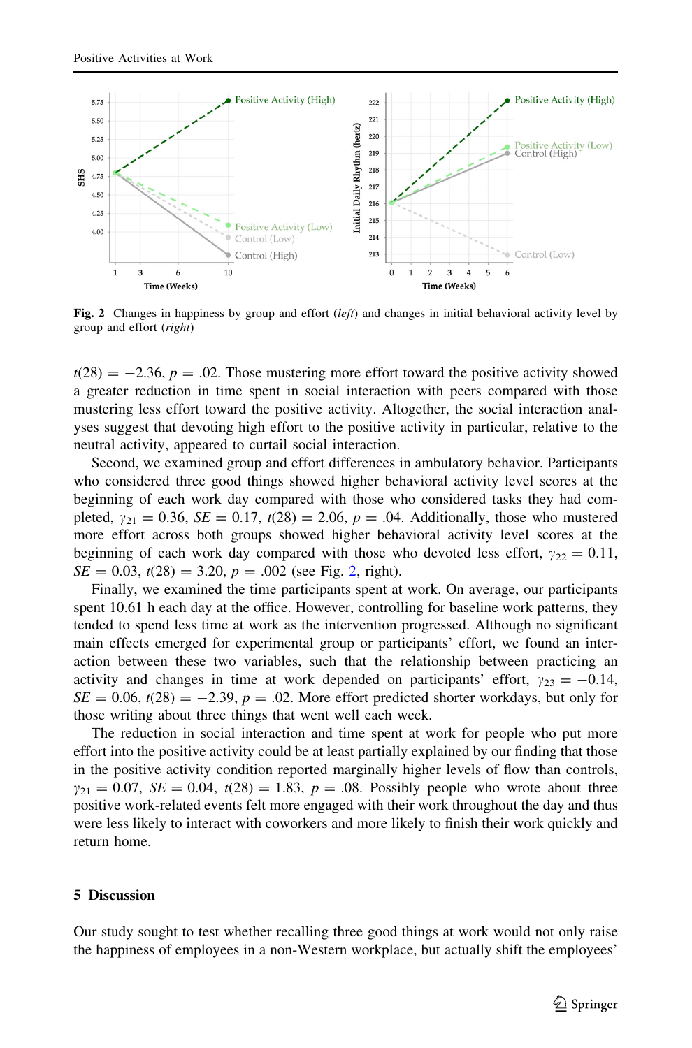Fig. 2 Changes in happiness by group and effort (*left*) and changes in initial behavioral activity level by group and effort (*right*)

$t(28) = -2.36$, $p = .02$. Those mustering more effort toward the positive activity showed a greater reduction in time spent in social interaction with peers compared with those mustering less effort toward the positive activity. Altogether, the social interaction analyses suggest that devoting high effort to the positive activity in particular, relative to the neutral activity, appeared to curtail social interaction.

Second, we examined group and effort differences in ambulatory behavior. Participants who considered three good things showed higher behavioral activity level scores at the beginning of each work day compared with those who considered tasks they had completed, $\gamma_{21} = 0.36$, $SE = 0.17$, $t(28) = 2.06$, $p = .04$. Additionally, those who mustered more effort across both groups showed higher behavioral activity level scores at the beginning of each work day compared with those who devoted less effort, $\gamma_{22} = 0.11$, $SE = 0.03$, $t(28) = 3.20$, $p = .002$ (see Fig. 2, right).

Finally, we examined the time participants spent at work. On average, our participants spent 10.61 h each day at the office. However, controlling for baseline work patterns, they tended to spend less time at work as the intervention progressed. Although no significant main effects emerged for experimental group or participants' effort, we found an interaction between these two variables, such that the relationship between practicing an activity and changes in time at work depended on participants' effort, $\gamma_{23} = -0.14$, $SE = 0.06$, $t(28) = -2.39$, $p = .02$. More effort predicted shorter workdays, but only for those writing about three things that went well each week.

The reduction in social interaction and time spent at work for people who put more effort into the positive activity could be at least partially explained by our finding that those in the positive activity condition reported marginally higher levels of flow than controls, $\gamma_{21} = 0.07$, $SE = 0.04$, $t(28) = 1.83$, $p = .08$. Possibly people who wrote about three positive work-related events felt more engaged with their work throughout the day and thus were less likely to interact with coworkers and more likely to finish their work quickly and return home.

## 5 Discussion

Our study sought to test whether recalling three good things at work would not only raise the happiness of employees in a non-Western workplace, but actually shift the employees'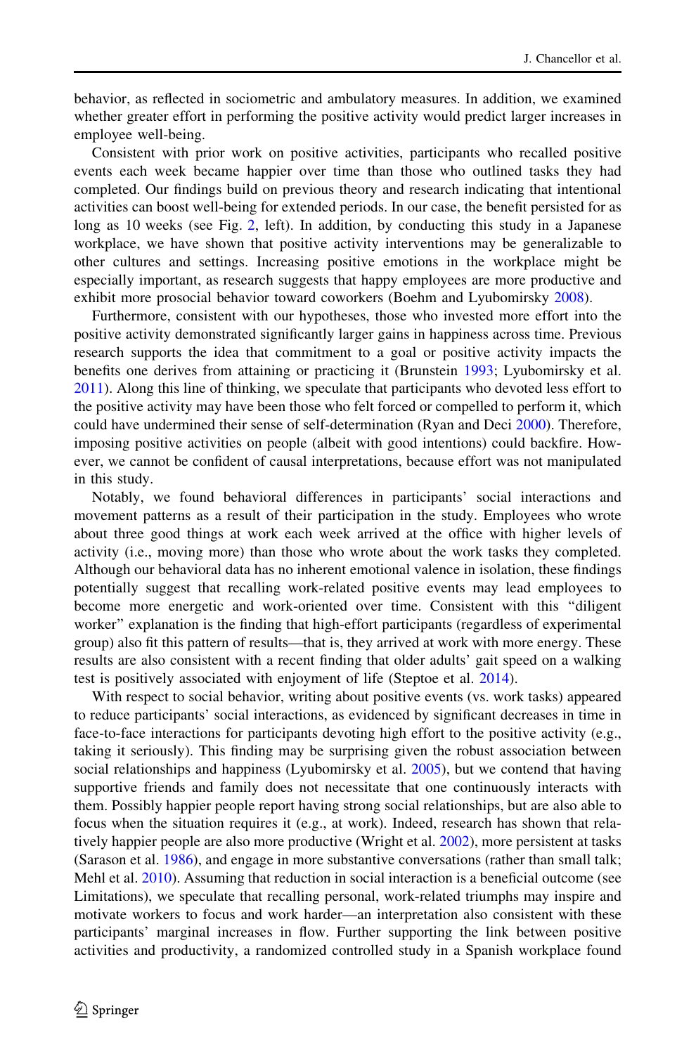behavior, as reflected in sociometric and ambulatory measures. In addition, we examined whether greater effort in performing the positive activity would predict larger increases in employee well-being.

Consistent with prior work on positive activities, participants who recalled positive events each week became happier over time than those who outlined tasks they had completed. Our findings build on previous theory and research indicating that intentional activities can boost well-being for extended periods. In our case, the benefit persisted for as long as 10 weeks (see Fig. 2, left). In addition, by conducting this study in a Japanese workplace, we have shown that positive activity interventions may be generalizable to other cultures and settings. Increasing positive emotions in the workplace might be especially important, as research suggests that happy employees are more productive and exhibit more prosocial behavior toward coworkers (Boehm and Lyubomirsky 2008).

Furthermore, consistent with our hypotheses, those who invested more effort into the positive activity demonstrated significantly larger gains in happiness across time. Previous research supports the idea that commitment to a goal or positive activity impacts the benefits one derives from attaining or practicing it (Brunstein 1993; Lyubomirsky et al. 2011). Along this line of thinking, we speculate that participants who devoted less effort to the positive activity may have been those who felt forced or compelled to perform it, which could have undermined their sense of self-determination (Ryan and Deci 2000). Therefore, imposing positive activities on people (albeit with good intentions) could backfire. However, we cannot be confident of causal interpretations, because effort was not manipulated in this study.

Notably, we found behavioral differences in participants' social interactions and movement patterns as a result of their participation in the study. Employees who wrote about three good things at work each week arrived at the office with higher levels of activity (i.e., moving more) than those who wrote about the work tasks they completed. Although our behavioral data has no inherent emotional valence in isolation, these findings potentially suggest that recalling work-related positive events may lead employees to become more energetic and work-oriented over time. Consistent with this "diligent worker" explanation is the finding that high-effort participants (regardless of experimental group) also fit this pattern of results—that is, they arrived at work with more energy. These results are also consistent with a recent finding that older adults' gait speed on a walking test is positively associated with enjoyment of life (Steptoe et al. 2014).

With respect to social behavior, writing about positive events (vs. work tasks) appeared to reduce participants' social interactions, as evidenced by significant decreases in time in face-to-face interactions for participants devoting high effort to the positive activity (e.g., taking it seriously). This finding may be surprising given the robust association between social relationships and happiness (Lyubomirsky et al. 2005), but we contend that having supportive friends and family does not necessitate that one continuously interacts with them. Possibly happier people report having strong social relationships, but are also able to focus when the situation requires it (e.g., at work). Indeed, research has shown that relatively happier people are also more productive (Wright et al. 2002), more persistent at tasks (Sarason et al. 1986), and engage in more substantive conversations (rather than small talk; Mehl et al. 2010). Assuming that reduction in social interaction is a beneficial outcome (see Limitations), we speculate that recalling personal, work-related triumphs may inspire and motivate workers to focus and work harder—an interpretation also consistent with these participants' marginal increases in flow. Further supporting the link between positive activities and productivity, a randomized controlled study in a Spanish workplace found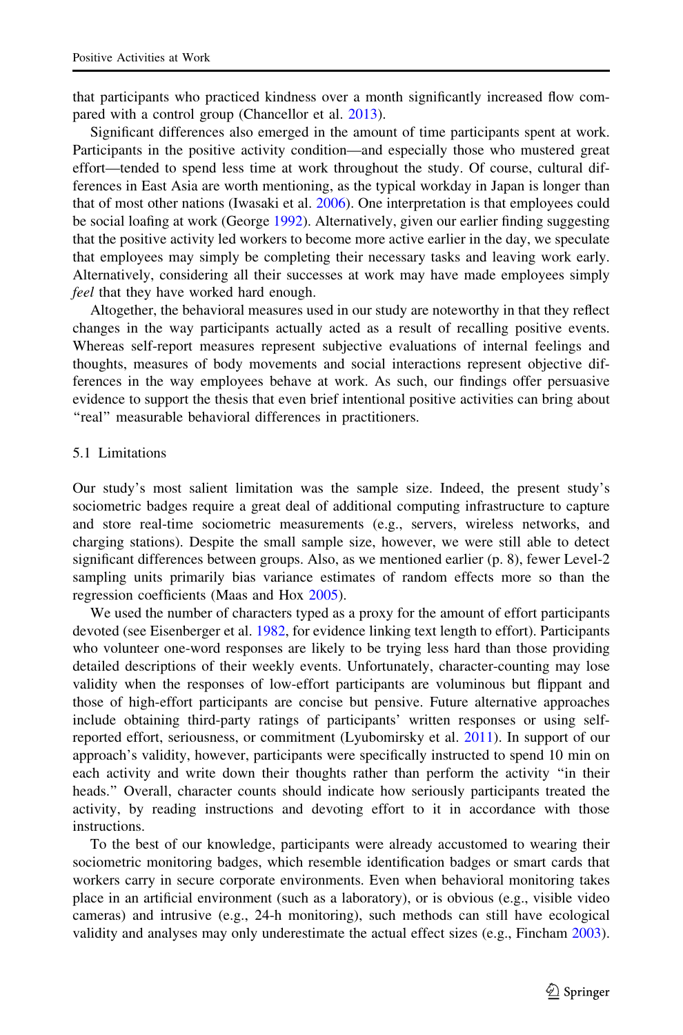that participants who practiced kindness over a month significantly increased flow compared with a control group (Chancellor et al. 2013).

Significant differences also emerged in the amount of time participants spent at work. Participants in the positive activity condition—and especially those who mustered great effort—tended to spend less time at work throughout the study. Of course, cultural differences in East Asia are worth mentioning, as the typical workday in Japan is longer than that of most other nations (Iwasaki et al. 2006). One interpretation is that employees could be social loafing at work (George 1992). Alternatively, given our earlier finding suggesting that the positive activity led workers to become more active earlier in the day, we speculate that employees may simply be completing their necessary tasks and leaving work early. Alternatively, considering all their successes at work may have made employees simply *feel* that they have worked hard enough.

Altogether, the behavioral measures used in our study are noteworthy in that they reflect changes in the way participants actually acted as a result of recalling positive events. Whereas self-report measures represent subjective evaluations of internal feelings and thoughts, measures of body movements and social interactions represent objective differences in the way employees behave at work. As such, our findings offer persuasive evidence to support the thesis that even brief intentional positive activities can bring about "real" measurable behavioral differences in practitioners.

### 5.1 Limitations

Our study's most salient limitation was the sample size. Indeed, the present study's sociometric badges require a great deal of additional computing infrastructure to capture and store real-time sociometric measurements (e.g., servers, wireless networks, and charging stations). Despite the small sample size, however, we were still able to detect significant differences between groups. Also, as we mentioned earlier (p. 8), fewer Level-2 sampling units primarily bias variance estimates of random effects more so than the regression coefficients (Maas and Hox 2005).

We used the number of characters typed as a proxy for the amount of effort participants devoted (see Eisenberger et al. 1982, for evidence linking text length to effort). Participants who volunteer one-word responses are likely to be trying less hard than those providing detailed descriptions of their weekly events. Unfortunately, character-counting may lose validity when the responses of low-effort participants are voluminous but flippant and those of high-effort participants are concise but pensive. Future alternative approaches include obtaining third-party ratings of participants' written responses or using self-reported effort, seriousness, or commitment (Lyubomirsky et al. 2011). In support of our approach's validity, however, participants were specifically instructed to spend 10 min on each activity and write down their thoughts rather than perform the activity "in their heads." Overall, character counts should indicate how seriously participants treated the activity, by reading instructions and devoting effort to it in accordance with those instructions.

To the best of our knowledge, participants were already accustomed to wearing their sociometric monitoring badges, which resemble identification badges or smart cards that workers carry in secure corporate environments. Even when behavioral monitoring takes place in an artificial environment (such as a laboratory), or is obvious (e.g., visible video cameras) and intrusive (e.g., 24-h monitoring), such methods can still have ecological validity and analyses may only underestimate the actual effect sizes (e.g., Fincham 2003).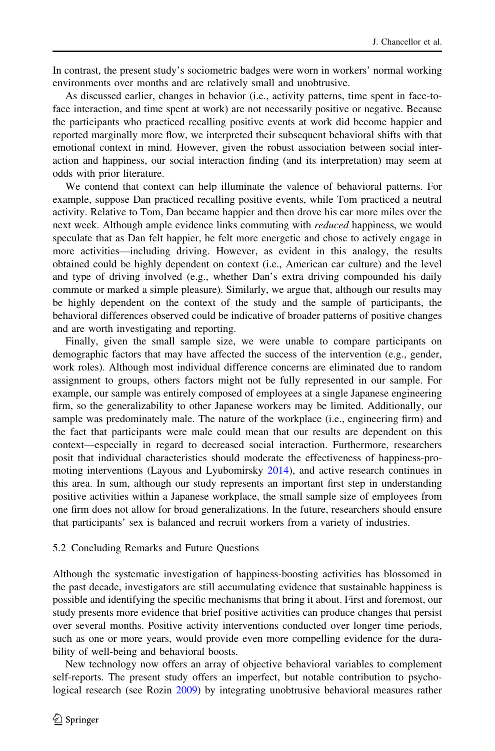In contrast, the present study's sociometric badges were worn in workers' normal working environments over months and are relatively small and unobtrusive.

As discussed earlier, changes in behavior (i.e., activity patterns, time spent in face-to-face interaction, and time spent at work) are not necessarily positive or negative. Because the participants who practiced recalling positive events at work did become happier and reported marginally more flow, we interpreted their subsequent behavioral shifts with that emotional context in mind. However, given the robust association between social interaction and happiness, our social interaction finding (and its interpretation) may seem at odds with prior literature.

We contend that context can help illuminate the valence of behavioral patterns. For example, suppose Dan practiced recalling positive events, while Tom practiced a neutral activity. Relative to Tom, Dan became happier and then drove his car more miles over the next week. Although ample evidence links commuting with *reduced* happiness, we would speculate that as Dan felt happier, he felt more energetic and chose to actively engage in more activities—including driving. However, as evident in this analogy, the results obtained could be highly dependent on context (i.e., American car culture) and the level and type of driving involved (e.g., whether Dan's extra driving compounded his daily commute or marked a simple pleasure). Similarly, we argue that, although our results may be highly dependent on the context of the study and the sample of participants, the behavioral differences observed could be indicative of broader patterns of positive changes and are worth investigating and reporting.

Finally, given the small sample size, we were unable to compare participants on demographic factors that may have affected the success of the intervention (e.g., gender, work roles). Although most individual difference concerns are eliminated due to random assignment to groups, others factors might not be fully represented in our sample. For example, our sample was entirely composed of employees at a single Japanese engineering firm, so the generalizability to other Japanese workers may be limited. Additionally, our sample was predominately male. The nature of the workplace (i.e., engineering firm) and the fact that participants were male could mean that our results are dependent on this context—especially in regard to decreased social interaction. Furthermore, researchers posit that individual characteristics should moderate the effectiveness of happiness-promoting interventions (Layous and Lyubomirsky 2014), and active research continues in this area. In sum, although our study represents an important first step in understanding positive activities within a Japanese workplace, the small sample size of employees from one firm does not allow for broad generalizations. In the future, researchers should ensure that participants' sex is balanced and recruit workers from a variety of industries.

### 5.2 Concluding Remarks and Future Questions

Although the systematic investigation of happiness-boosting activities has blossomed in the past decade, investigators are still accumulating evidence that sustainable happiness is possible and identifying the specific mechanisms that bring it about. First and foremost, our study presents more evidence that brief positive activities can produce changes that persist over several months. Positive activity interventions conducted over longer time periods, such as one or more years, would provide even more compelling evidence for the durability of well-being and behavioral boosts.

New technology now offers an array of objective behavioral variables to complement self-reports. The present study offers an imperfect, but notable contribution to psychological research (see Rozin 2009) by integrating unobtrusive behavioral measures rather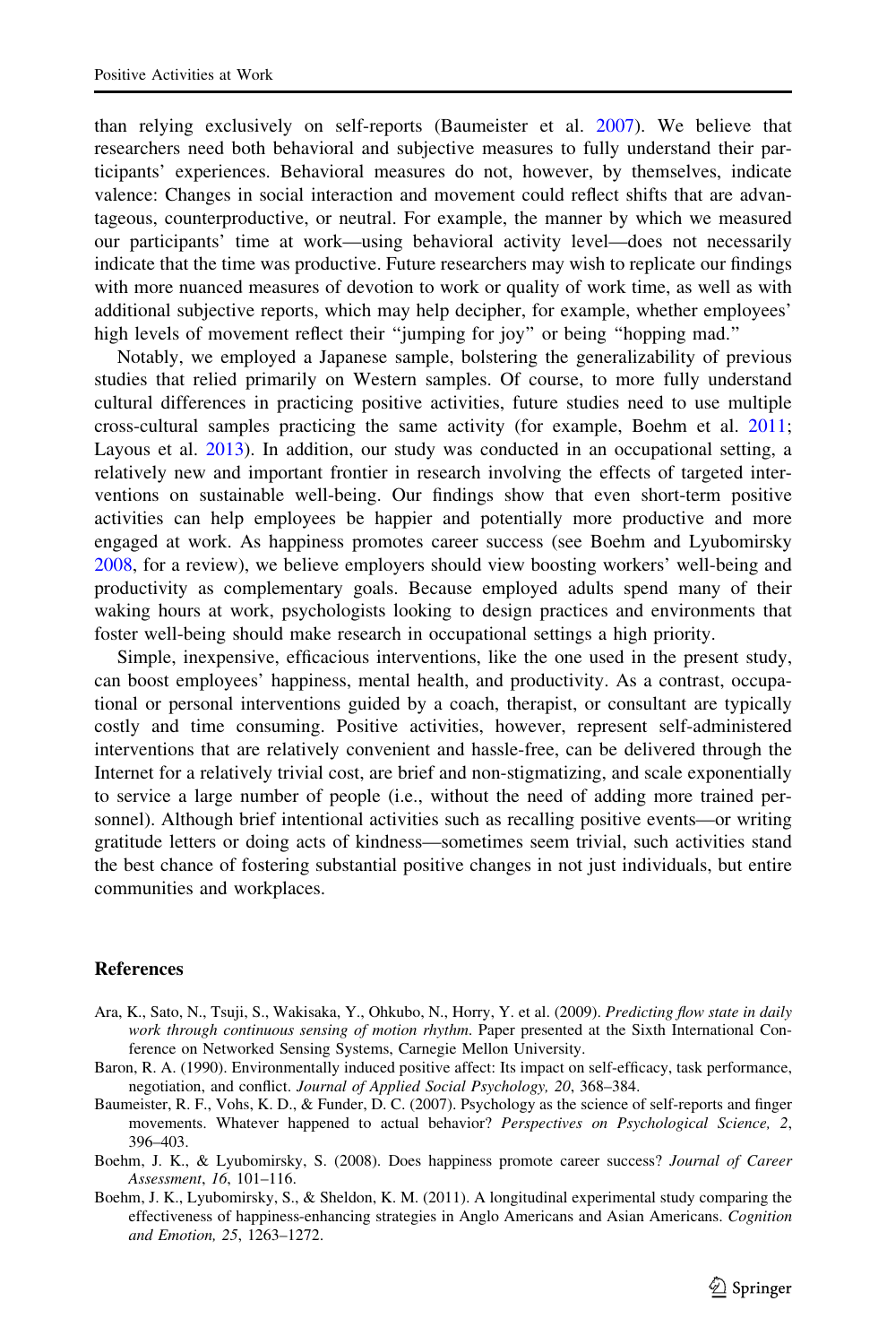than relying exclusively on self-reports (Baumeister et al. 2007). We believe that researchers need both behavioral and subjective measures to fully understand their participants' experiences. Behavioral measures do not, however, by themselves, indicate valence: Changes in social interaction and movement could reflect shifts that are advantageous, counterproductive, or neutral. For example, the manner by which we measured our participants' time at work—using behavioral activity level—does not necessarily indicate that the time was productive. Future researchers may wish to replicate our findings with more nuanced measures of devotion to work or quality of work time, as well as with additional subjective reports, which may help decipher, for example, whether employees' high levels of movement reflect their "jumping for joy" or being "hopping mad."

Notably, we employed a Japanese sample, bolstering the generalizability of previous studies that relied primarily on Western samples. Of course, to more fully understand cultural differences in practicing positive activities, future studies need to use multiple cross-cultural samples practicing the same activity (for example, Boehm et al. 2011; Layous et al. 2013). In addition, our study was conducted in an occupational setting, a relatively new and important frontier in research involving the effects of targeted interventions on sustainable well-being. Our findings show that even short-term positive activities can help employees be happier and potentially more productive and more engaged at work. As happiness promotes career success (see Boehm and Lyubomirsky 2008, for a review), we believe employers should view boosting workers' well-being and productivity as complementary goals. Because employed adults spend many of their waking hours at work, psychologists looking to design practices and environments that foster well-being should make research in occupational settings a high priority.

Simple, inexpensive, efficacious interventions, like the one used in the present study, can boost employees' happiness, mental health, and productivity. As a contrast, occupational or personal interventions guided by a coach, therapist, or consultant are typically costly and time consuming. Positive activities, however, represent self-administered interventions that are relatively convenient and hassle-free, can be delivered through the Internet for a relatively trivial cost, are brief and non-stigmatizing, and scale exponentially to service a large number of people (i.e., without the need of adding more trained personnel). Although brief intentional activities such as recalling positive events—or writing gratitude letters or doing acts of kindness—sometimes seem trivial, such activities stand the best chance of fostering substantial positive changes in not just individuals, but entire communities and workplaces.

## References

Ara, K., Sato, N., Tsuji, S., Wakisaka, Y., Ohkubo, N., Horry, Y. et al. (2009). *Predicting flow state in daily work through continuous sensing of motion rhythm*. Paper presented at the Sixth International Conference on Networked Sensing Systems, Carnegie Mellon University.

Baron, R. A. (1990). Environmentally induced positive affect: Its impact on self-efficacy, task performance, negotiation, and conflict. *Journal of Applied Social Psychology, 20*, 368–384.

Baumeister, R. F., Vohs, K. D., & Funder, D. C. (2007). Psychology as the science of self-reports and finger movements. Whatever happened to actual behavior? *Perspectives on Psychological Science, 2*, 396–403.

Boehm, J. K., & Lyubomirsky, S. (2008). Does happiness promote career success? *Journal of Career Assessment*, *16*, 101–116.

Boehm, J. K., Lyubomirsky, S., & Sheldon, K. M. (2011). A longitudinal experimental study comparing the effectiveness of happiness-enhancing strategies in Anglo Americans and Asian Americans. *Cognition and Emotion, 25*, 1263–1272.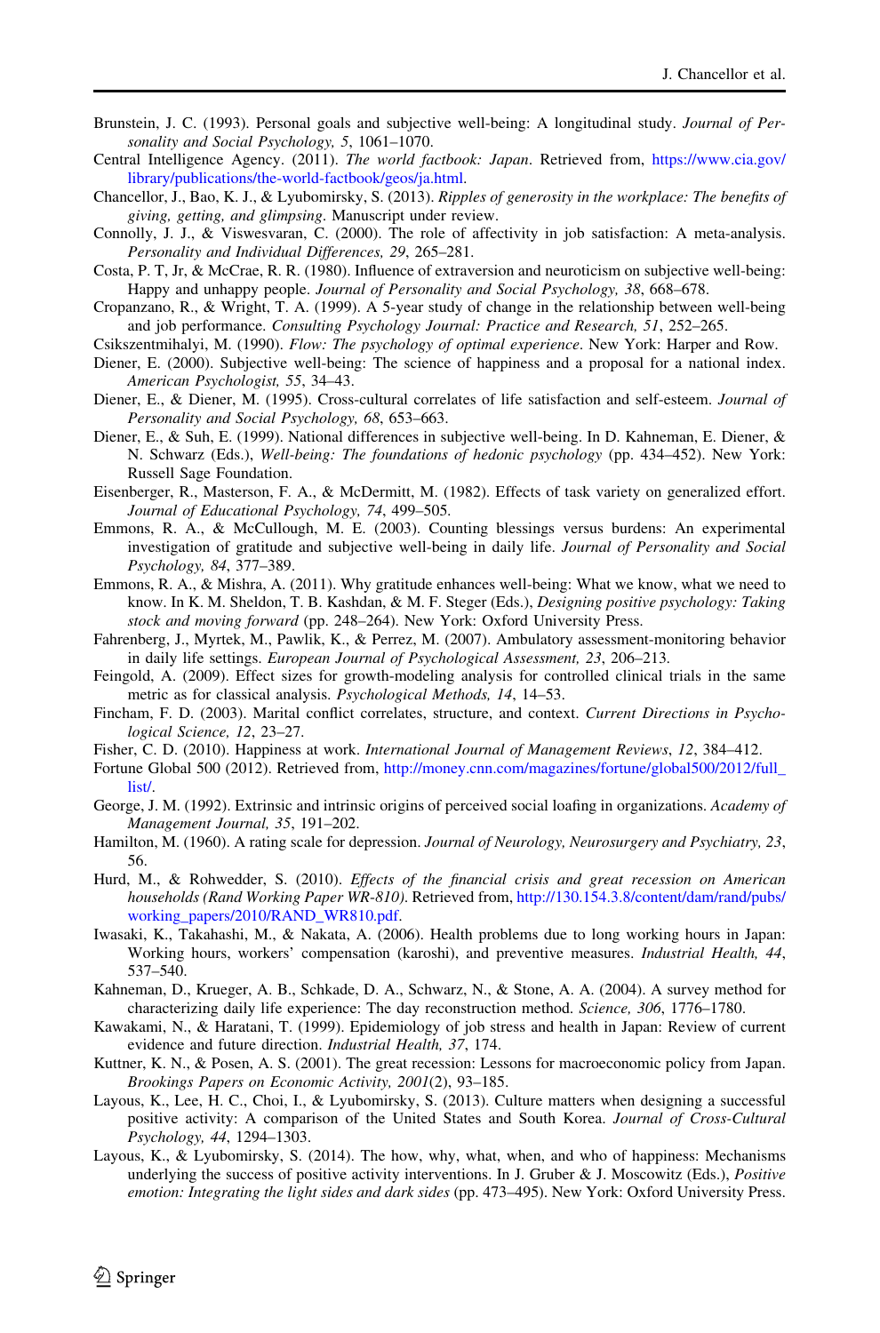Brunstein, J. C. (1993). Personal goals and subjective well-being: A longitudinal study. *Journal of Personality and Social Psychology, 5*, 1061–1070.

Central Intelligence Agency. (2011). *The world factbook: Japan*. Retrieved from, https://www.cia.gov/library/publications/the-world-factbook/geos/ja.html.

Chancellor, J., Bao, K. J., & Lyubomirsky, S. (2013). *Ripples of generosity in the workplace: The benefits of giving, getting, and glimpsing*. Manuscript under review.

Connolly, J. J., & Viswesvaran, C. (2000). The role of affectivity in job satisfaction: A meta-analysis. *Personality and Individual Differences, 29*, 265–281.

Costa, P. T, Jr, & McCrae, R. R. (1980). Influence of extraversion and neuroticism on subjective well-being: Happy and unhappy people. *Journal of Personality and Social Psychology, 38*, 668–678.

Cropanzano, R., & Wright, T. A. (1999). A 5-year study of change in the relationship between well-being and job performance. *Consulting Psychology Journal: Practice and Research, 51*, 252–265.

Csikszentmihalyi, M. (1990). *Flow: The psychology of optimal experience*. New York: Harper and Row.

Diener, E. (2000). Subjective well-being: The science of happiness and a proposal for a national index. *American Psychologist, 55*, 34–43.

Diener, E., & Diener, M. (1995). Cross-cultural correlates of life satisfaction and self-esteem. *Journal of Personality and Social Psychology, 68*, 653–663.

Diener, E., & Suh, E. (1999). National differences in subjective well-being. In D. Kahneman, E. Diener, & N. Schwarz (Eds.), *Well-being: The foundations of hedonic psychology* (pp. 434–452). New York: Russell Sage Foundation.

Eisenberger, R., Masterson, F. A., & McDermitt, M. (1982). Effects of task variety on generalized effort. *Journal of Educational Psychology, 74*, 499–505.

Emmons, R. A., & McCullough, M. E. (2003). Counting blessings versus burdens: An experimental investigation of gratitude and subjective well-being in daily life. *Journal of Personality and Social Psychology, 84*, 377–389.

Emmons, R. A., & Mishra, A. (2011). Why gratitude enhances well-being: What we know, what we need to know. In K. M. Sheldon, T. B. Kashdan, & M. F. Steger (Eds.), *Designing positive psychology: Taking stock and moving forward* (pp. 248–264). New York: Oxford University Press.

Fahrenberg, J., Myrtek, M., Pawlik, K., & Perrez, M. (2007). Ambulatory assessment-monitoring behavior in daily life settings. *European Journal of Psychological Assessment, 23*, 206–213.

Feingold, A. (2009). Effect sizes for growth-modeling analysis for controlled clinical trials in the same metric as for classical analysis. *Psychological Methods, 14*, 14–53.

Fincham, F. D. (2003). Marital conflict correlates, structure, and context. *Current Directions in Psychological Science, 12*, 23–27.

Fisher, C. D. (2010). Happiness at work. *International Journal of Management Reviews, 12*, 384–412.

Fortune Global 500 (2012). Retrieved from, http://money.cnn.com/magazines/fortune/global500/2012/full_list/.

George, J. M. (1992). Extrinsic and intrinsic origins of perceived social loafing in organizations. *Academy of Management Journal, 35*, 191–202.

Hamilton, M. (1960). A rating scale for depression. *Journal of Neurology, Neurosurgery and Psychiatry, 23*, 56.

Hurd, M., & Rohwedder, S. (2010). *Effects of the financial crisis and great recession on American households (Rand Working Paper WR-810)*. Retrieved from, http://130.154.3.8/content/dam/rand/pubs/working_papers/2010/RAND_WR810.pdf.

Iwasaki, K., Takahashi, M., & Nakata, A. (2006). Health problems due to long working hours in Japan: Working hours, workers' compensation (karoshi), and preventive measures. *Industrial Health, 44*, 537–540.

Kahneman, D., Krueger, A. B., Schkade, D. A., Schwarz, N., & Stone, A. A. (2004). A survey method for characterizing daily life experience: The day reconstruction method. *Science, 306*, 1776–1780.

Kawakami, N., & Haratani, T. (1999). Epidemiology of job stress and health in Japan: Review of current evidence and future direction. *Industrial Health, 37*, 174.

Kuttner, K. N., & Posen, A. S. (2001). The great recession: Lessons for macroeconomic policy from Japan. *Brookings Papers on Economic Activity, 2001*(2), 93–185.

Layous, K., Lee, H. C., Choi, I., & Lyubomirsky, S. (2013). Culture matters when designing a successful positive activity: A comparison of the United States and South Korea. *Journal of Cross-Cultural Psychology, 44*, 1294–1303.

Layous, K., & Lyubomirsky, S. (2014). The how, why, what, when, and who of happiness: Mechanisms underlying the success of positive activity interventions. In J. Gruber & J. Moscowitz (Eds.), *Positive emotion: Integrating the light sides and dark sides* (pp. 473–495). New York: Oxford University Press.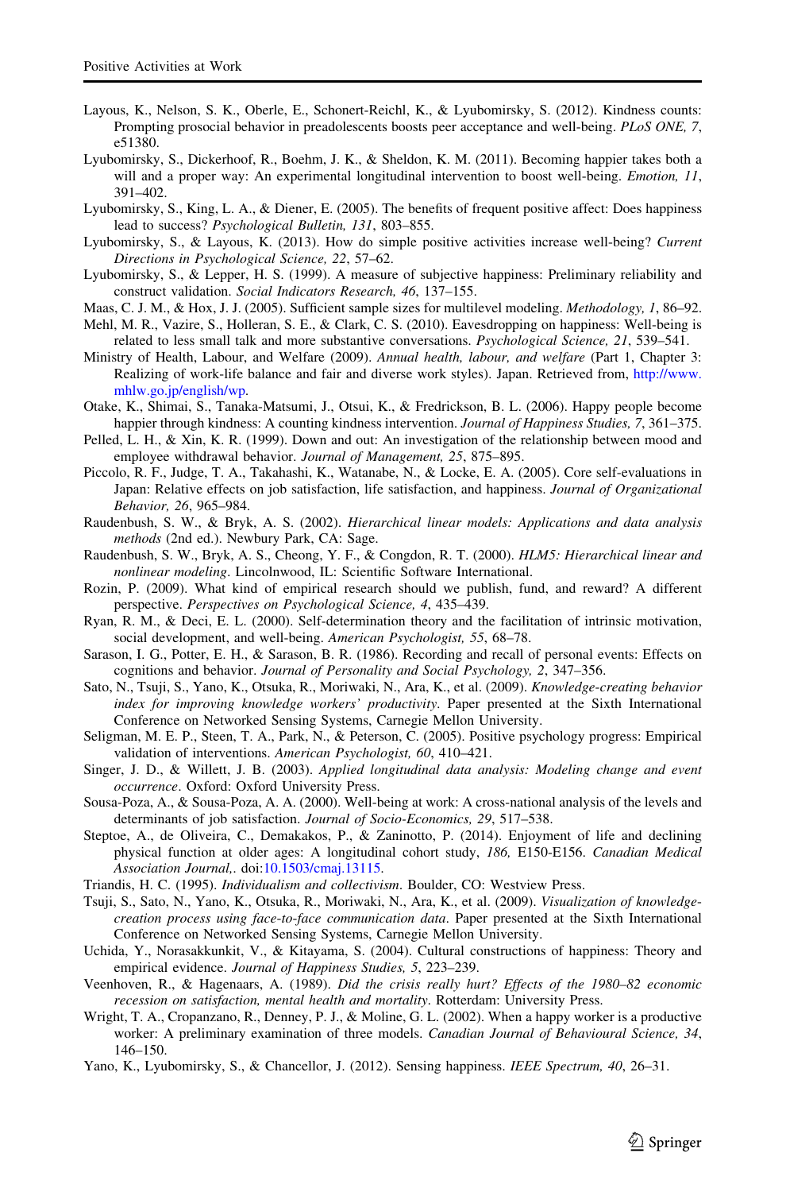Layous, K., Nelson, S. K., Oberle, E., Schonert-Reichl, K., & Lyubomirsky, S. (2012). Kindness counts: Prompting prosocial behavior in preadolescents boosts peer acceptance and well-being. *PLoS ONE, 7*, e51380.

Lyubomirsky, S., Dickerhoof, R., Boehm, J. K., & Sheldon, K. M. (2011). Becoming happier takes both a will and a proper way: An experimental longitudinal intervention to boost well-being. *Emotion, 11*, 391–402.

Lyubomirsky, S., King, L. A., & Diener, E. (2005). The benefits of frequent positive affect: Does happiness lead to success? *Psychological Bulletin, 131*, 803–855.

Lyubomirsky, S., & Layous, K. (2013). How do simple positive activities increase well-being? *Current Directions in Psychological Science, 22*, 57–62.

Lyubomirsky, S., & Lepper, H. S. (1999). A measure of subjective happiness: Preliminary reliability and construct validation. *Social Indicators Research, 46*, 137–155.

Maas, C. J. M., & Hox, J. J. (2005). Sufficient sample sizes for multilevel modeling. *Methodology, 1*, 86–92.

Mehl, M. R., Vazire, S., Holleran, S. E., & Clark, C. S. (2010). Eavesdropping on happiness: Well-being is related to less small talk and more substantive conversations. *Psychological Science, 21*, 539–541.

Ministry of Health, Labour, and Welfare (2009). *Annual health, labour, and welfare* (Part 1, Chapter 3: Realizing of work-life balance and fair and diverse work styles). Japan. Retrieved from, http://www.mhlw.go.jp/english/wp.

Otake, K., Shimai, S., Tanaka-Matsumi, J., Otsui, K., & Fredrickson, B. L. (2006). Happy people become happier through kindness: A counting kindness intervention. *Journal of Happiness Studies, 7*, 361–375.

Pelled, L. H., & Xin, K. R. (1999). Down and out: An investigation of the relationship between mood and employee withdrawal behavior. *Journal of Management, 25*, 875–895.

Piccolo, R. F., Judge, T. A., Takahashi, K., Watanabe, N., & Locke, E. A. (2005). Core self-evaluations in Japan: Relative effects on job satisfaction, life satisfaction, and happiness. *Journal of Organizational Behavior, 26*, 965–984.

Raudenbush, S. W., & Bryk, A. S. (2002). *Hierarchical linear models: Applications and data analysis methods* (2nd ed.). Newbury Park, CA: Sage.

Raudenbush, S. W., Bryk, A. S., Cheong, Y. F., & Congdon, R. T. (2000). *HLM5: Hierarchical linear and nonlinear modeling*. Lincolnwood, IL: Scientific Software International.

Rozin, P. (2009). What kind of empirical research should we publish, fund, and reward? A different perspective. *Perspectives on Psychological Science, 4*, 435–439.

Ryan, R. M., & Deci, E. L. (2000). Self-determination theory and the facilitation of intrinsic motivation, social development, and well-being. *American Psychologist, 55*, 68–78.

Sarason, I. G., Potter, E. H., & Sarason, B. R. (1986). Recording and recall of personal events: Effects on cognitions and behavior. *Journal of Personality and Social Psychology, 2*, 347–356.

Sato, N., Tsuji, S., Yano, K., Otsuka, R., Moriwaki, N., Ara, K., et al. (2009). *Knowledge-creating behavior index for improving knowledge workers' productivity*. Paper presented at the Sixth International Conference on Networked Sensing Systems, Carnegie Mellon University.

Seligman, M. E. P., Steen, T. A., Park, N., & Peterson, C. (2005). Positive psychology progress: Empirical validation of interventions. *American Psychologist, 60*, 410–421.

Singer, J. D., & Willett, J. B. (2003). *Applied longitudinal data analysis: Modeling change and event occurrence*. Oxford: Oxford University Press.

Sousa-Poza, A., & Sousa-Poza, A. A. (2000). Well-being at work: A cross-national analysis of the levels and determinants of job satisfaction. *Journal of Socio-Economics, 29*, 517–538.

Steptoe, A., de Oliveira, C., Demakakos, P., & Zaninotto, P. (2014). Enjoyment of life and declining physical function at older ages: A longitudinal cohort study, *186,* E150-E156. *Canadian Medical Association Journal,*. doi:10.1503/cmaj.13115.

Triandis, H. C. (1995). *Individualism and collectivism*. Boulder, CO: Westview Press.

Tsuji, S., Sato, N., Yano, K., Otsuka, R., Moriwaki, N., Ara, K., et al. (2009). *Visualization of knowledge-creation process using face-to-face communication data*. Paper presented at the Sixth International Conference on Networked Sensing Systems, Carnegie Mellon University.

Uchida, Y., Norasakkunkit, V., & Kitayama, S. (2004). Cultural constructions of happiness: Theory and empirical evidence. *Journal of Happiness Studies, 5*, 223–239.

Veenhoven, R., & Hagenaars, A. (1989). *Did the crisis really hurt? Effects of the 1980–82 economic recession on satisfaction, mental health and mortality*. Rotterdam: University Press.

Wright, T. A., Cropanzano, R., Denney, P. J., & Moline, G. L. (2002). When a happy worker is a productive worker: A preliminary examination of three models. *Canadian Journal of Behavioural Science, 34*, 146–150.

Yano, K., Lyubomirsky, S., & Chancellor, J. (2012). Sensing happiness. *IEEE Spectrum, 40*, 26–31.